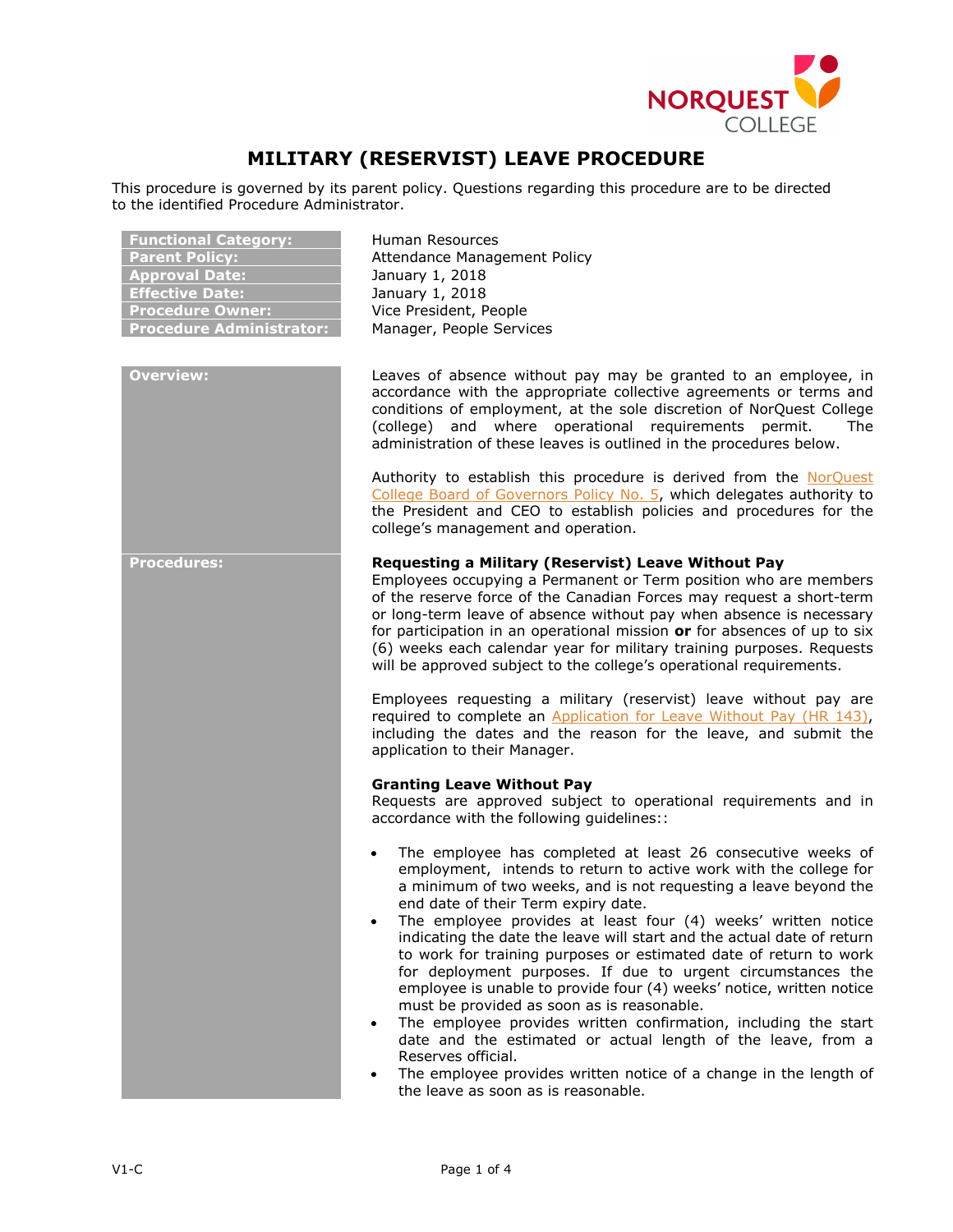# MILITARY (RESERVIST) LEAVE PROCEDURE

This procedure is governed by its parent policy. Questions regarding this procedure are to be directed to the identified Procedure Administrator.

| | |
|---|---|
| **Functional Category:** | Human Resources |
| **Parent Policy:** | Attendance Management Policy |
| **Approval Date:** | January 1, 2018 |
| **Effective Date:** | January 1, 2018 |
| **Procedure Owner:** | Vice President, People |
| **Procedure Administrator:** | Manager, People Services |

## Overview:

Leaves of absence without pay may be granted to an employee, in accordance with the appropriate collective agreements or terms and conditions of employment, at the sole discretion of NorQuest College (college) and where operational requirements permit. The administration of these leaves is outlined in the procedures below.

Authority to establish this procedure is derived from the NorQuest College Board of Governors Policy No. 5, which delegates authority to the President and CEO to establish policies and procedures for the college's management and operation.

## Procedures:

**Requesting a Military (Reservist) Leave Without Pay**

Employees occupying a Permanent or Term position who are members of the reserve force of the Canadian Forces may request a short-term or long-term leave of absence without pay when absence is necessary for participation in an operational mission **or** for absences of up to six (6) weeks each calendar year for military training purposes. Requests will be approved subject to the college's operational requirements.

Employees requesting a military (reservist) leave without pay are required to complete an Application for Leave Without Pay (HR 143), including the dates and the reason for the leave, and submit the application to their Manager.

**Granting Leave Without Pay**

Requests are approved subject to operational requirements and in accordance with the following guidelines::

- The employee has completed at least 26 consecutive weeks of employment, intends to return to active work with the college for a minimum of two weeks, and is not requesting a leave beyond the end date of their Term expiry date.
- The employee provides at least four (4) weeks' written notice indicating the date the leave will start and the actual date of return to work for training purposes or estimated date of return to work for deployment purposes. If due to urgent circumstances the employee is unable to provide four (4) weeks' notice, written notice must be provided as soon as is reasonable.
- The employee provides written confirmation, including the start date and the estimated or actual length of the leave, from a Reserves official.
- The employee provides written notice of a change in the length of the leave as soon as is reasonable.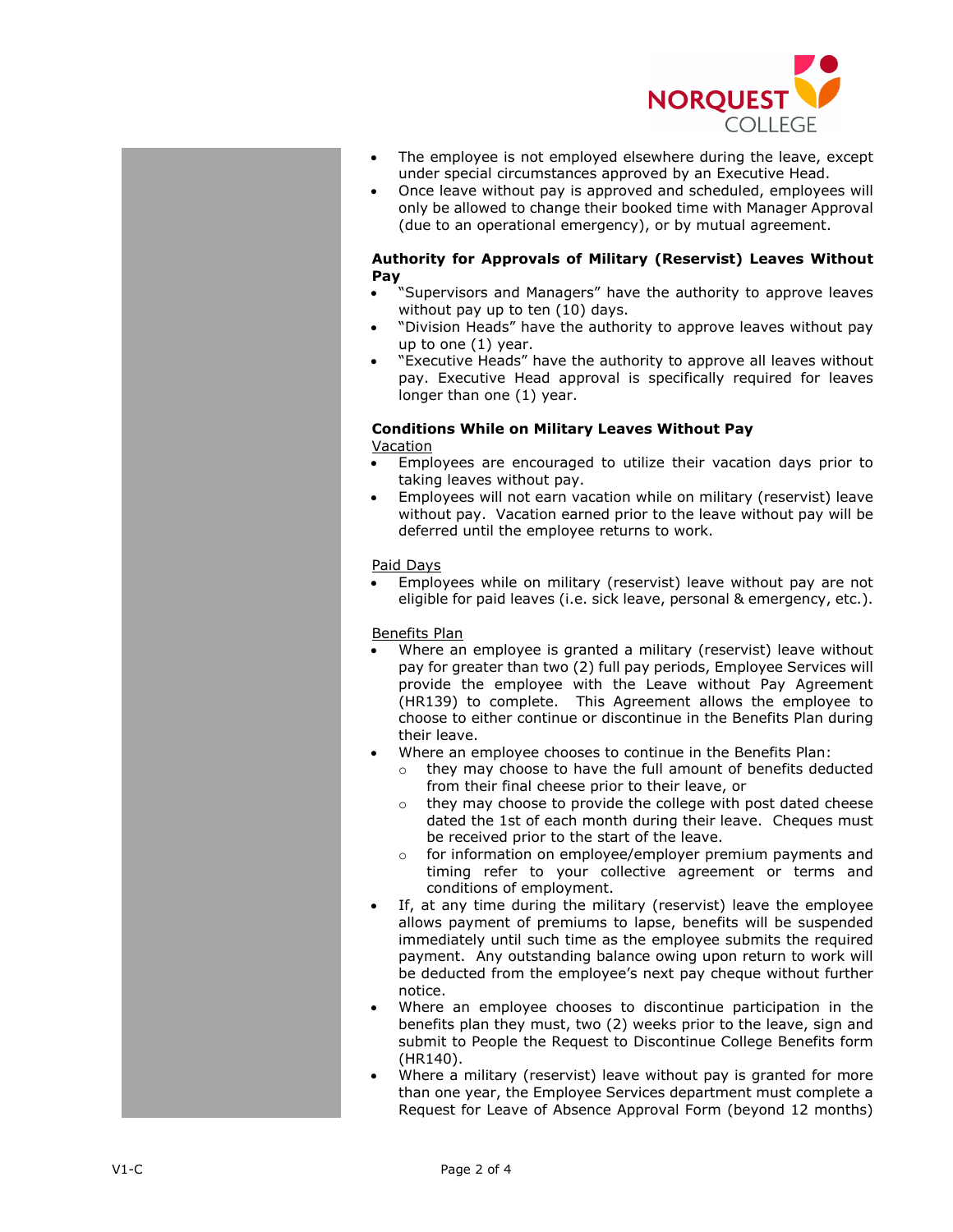- The employee is not employed elsewhere during the leave, except under special circumstances approved by an Executive Head.
- Once leave without pay is approved and scheduled, employees will only be allowed to change their booked time with Manager Approval (due to an operational emergency), or by mutual agreement.

**Authority for Approvals of Military (Reservist) Leaves Without Pay**

- "Supervisors and Managers" have the authority to approve leaves without pay up to ten (10) days.
- "Division Heads" have the authority to approve leaves without pay up to one (1) year.
- "Executive Heads" have the authority to approve all leaves without pay. Executive Head approval is specifically required for leaves longer than one (1) year.

**Conditions While on Military Leaves Without Pay**

Vacation

- Employees are encouraged to utilize their vacation days prior to taking leaves without pay.
- Employees will not earn vacation while on military (reservist) leave without pay. Vacation earned prior to the leave without pay will be deferred until the employee returns to work.

Paid Days

- Employees while on military (reservist) leave without pay are not eligible for paid leaves (i.e. sick leave, personal & emergency, etc.).

Benefits Plan

- Where an employee is granted a military (reservist) leave without pay for greater than two (2) full pay periods, Employee Services will provide the employee with the Leave without Pay Agreement (HR139) to complete. This Agreement allows the employee to choose to either continue or discontinue in the Benefits Plan during their leave.
- Where an employee chooses to continue in the Benefits Plan:
  - they may choose to have the full amount of benefits deducted from their final cheese prior to their leave, or
  - they may choose to provide the college with post dated cheese dated the 1st of each month during their leave. Cheques must be received prior to the start of the leave.
  - for information on employee/employer premium payments and timing refer to your collective agreement or terms and conditions of employment.
- If, at any time during the military (reservist) leave the employee allows payment of premiums to lapse, benefits will be suspended immediately until such time as the employee submits the required payment. Any outstanding balance owing upon return to work will be deducted from the employee's next pay cheque without further notice.
- Where an employee chooses to discontinue participation in the benefits plan they must, two (2) weeks prior to the leave, sign and submit to People the Request to Discontinue College Benefits form (HR140).
- Where a military (reservist) leave without pay is granted for more than one year, the Employee Services department must complete a Request for Leave of Absence Approval Form (beyond 12 months)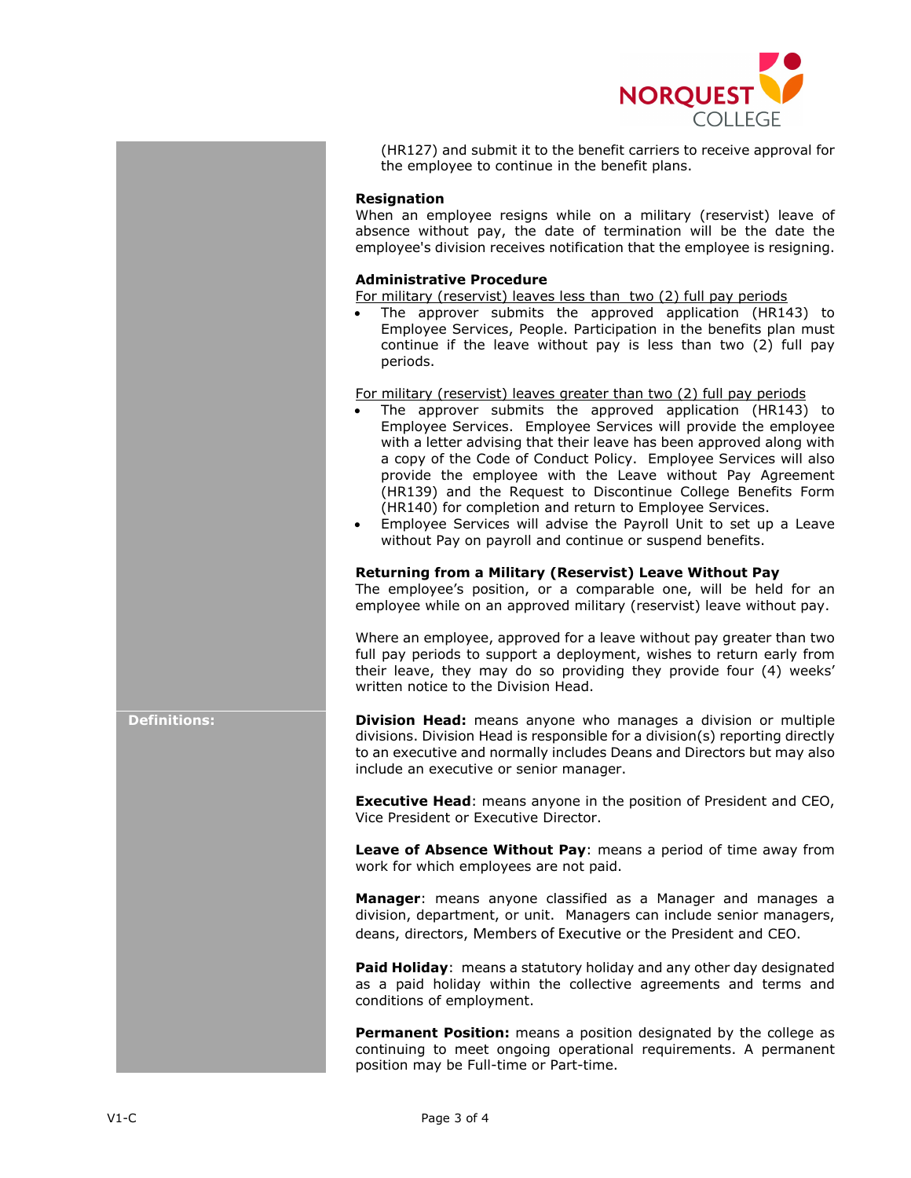(HR127) and submit it to the benefit carriers to receive approval for the employee to continue in the benefit plans.

**Resignation**

When an employee resigns while on a military (reservist) leave of absence without pay, the date of termination will be the date the employee's division receives notification that the employee is resigning.

**Administrative Procedure**

For military (reservist) leaves less than two (2) full pay periods

- The approver submits the approved application (HR143) to Employee Services, People. Participation in the benefits plan must continue if the leave without pay is less than two (2) full pay periods.

For military (reservist) leaves greater than two (2) full pay periods

- The approver submits the approved application (HR143) to Employee Services. Employee Services will provide the employee with a letter advising that their leave has been approved along with a copy of the Code of Conduct Policy. Employee Services will also provide the employee with the Leave without Pay Agreement (HR139) and the Request to Discontinue College Benefits Form (HR140) for completion and return to Employee Services.
- Employee Services will advise the Payroll Unit to set up a Leave without Pay on payroll and continue or suspend benefits.

**Returning from a Military (Reservist) Leave Without Pay**

The employee's position, or a comparable one, will be held for an employee while on an approved military (reservist) leave without pay.

Where an employee, approved for a leave without pay greater than two full pay periods to support a deployment, wishes to return early from their leave, they may do so providing they provide four (4) weeks' written notice to the Division Head.

## Definitions:

**Division Head:** means anyone who manages a division or multiple divisions. Division Head is responsible for a division(s) reporting directly to an executive and normally includes Deans and Directors but may also include an executive or senior manager.

**Executive Head**: means anyone in the position of President and CEO, Vice President or Executive Director.

**Leave of Absence Without Pay**: means a period of time away from work for which employees are not paid.

**Manager**: means anyone classified as a Manager and manages a division, department, or unit. Managers can include senior managers, deans, directors, Members of Executive or the President and CEO.

**Paid Holiday**: means a statutory holiday and any other day designated as a paid holiday within the collective agreements and terms and conditions of employment.

**Permanent Position:** means a position designated by the college as continuing to meet ongoing operational requirements. A permanent position may be Full-time or Part-time.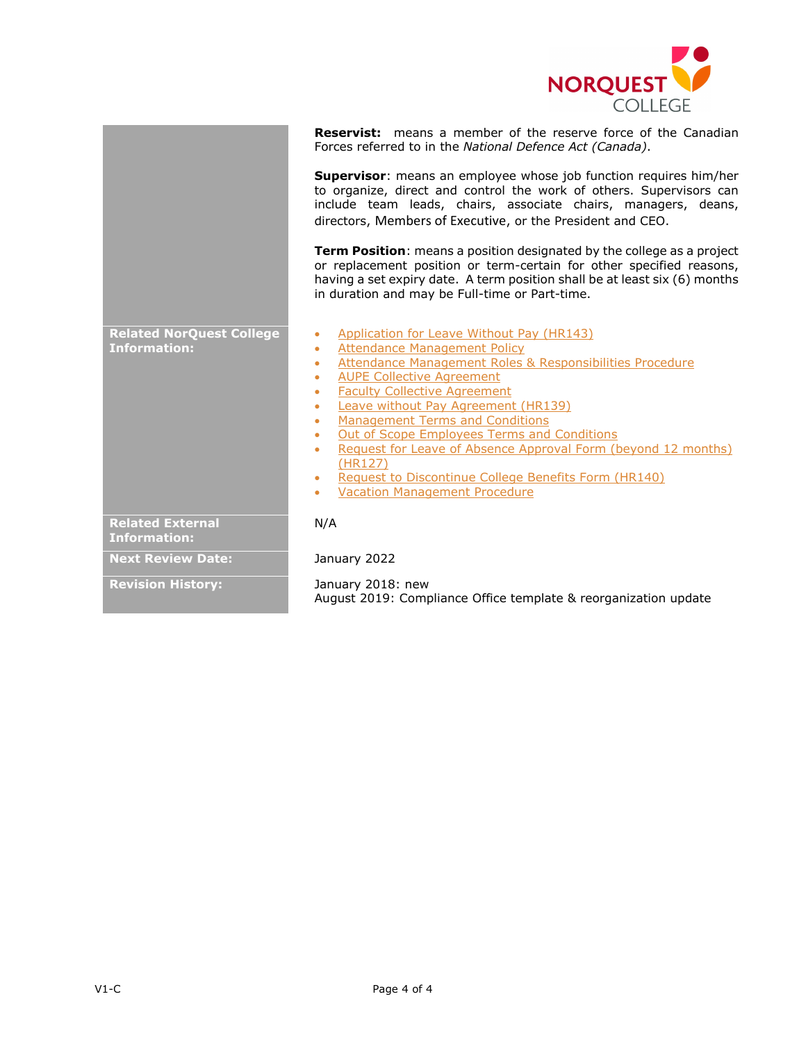**Reservist:** means a member of the reserve force of the Canadian Forces referred to in the *National Defence Act (Canada)*.

**Supervisor**: means an employee whose job function requires him/her to organize, direct and control the work of others. Supervisors can include team leads, chairs, associate chairs, managers, deans, directors, Members of Executive, or the President and CEO.

**Term Position**: means a position designated by the college as a project or replacement position or term-certain for other specified reasons, having a set expiry date. A term position shall be at least six (6) months in duration and may be Full-time or Part-time.

| | |
|---|---|
| **Related NorQuest College Information:** | • Application for Leave Without Pay (HR143)<br>• Attendance Management Policy<br>• Attendance Management Roles & Responsibilities Procedure<br>• AUPE Collective Agreement<br>• Faculty Collective Agreement<br>• Leave without Pay Agreement (HR139)<br>• Management Terms and Conditions<br>• Out of Scope Employees Terms and Conditions<br>• Request for Leave of Absence Approval Form (beyond 12 months) (HR127)<br>• Request to Discontinue College Benefits Form (HR140)<br>• Vacation Management Procedure |
| **Related External Information:** | N/A |
| **Next Review Date:** | January 2022 |
| **Revision History:** | January 2018: new<br>August 2019: Compliance Office template & reorganization update |